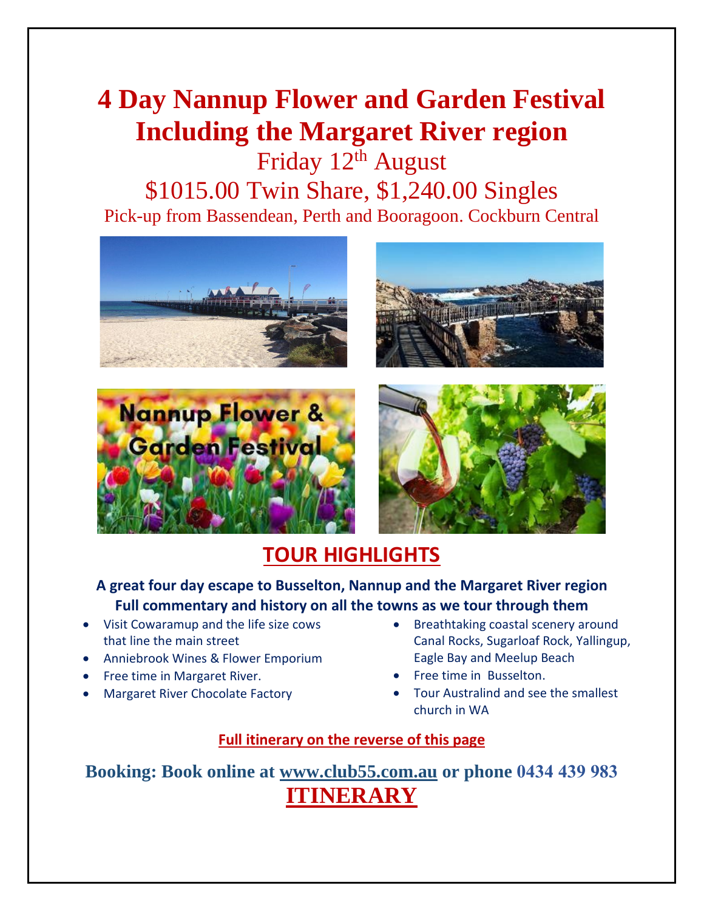# 4 Day Nannup Flower and Garden Festival Including the Margaret River region

Friday 12th August

$1015.00 Twin Share, $1,240.00 Singles

Pick-up from Bassendean, Perth and Booragoon. Cockburn Central

## TOUR HIGHLIGHTS

**A great four day escape to Busselton, Nannup and the Margaret River region**
**Full commentary and history on all the towns as we tour through them**

- Visit Cowaramup and the life size cows that line the main street
- Anniebrook Wines & Flower Emporium
- Free time in Margaret River.
- Margaret River Chocolate Factory
- Breathtaking coastal scenery around Canal Rocks, Sugarloaf Rock, Yallingup, Eagle Bay and Meelup Beach
- Free time in Busselton.
- Tour Australind and see the smallest church in WA

**Full itinerary on the reverse of this page**

**Booking: Book online at www.club55.com.au or phone 0434 439 983**

## ITINERARY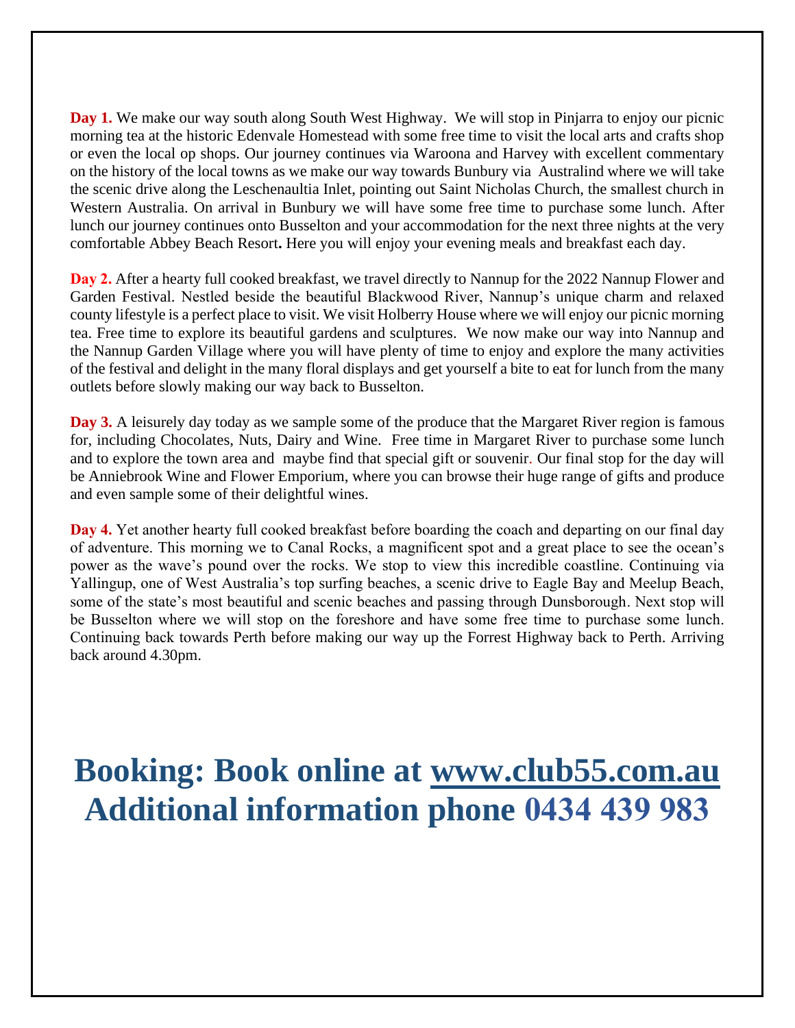**Day 1.** We make our way south along South West Highway. We will stop in Pinjarra to enjoy our picnic morning tea at the historic Edenvale Homestead with some free time to visit the local arts and crafts shop or even the local op shops. Our journey continues via Waroona and Harvey with excellent commentary on the history of the local towns as we make our way towards Bunbury via Australind where we will take the scenic drive along the Leschenaultia Inlet, pointing out Saint Nicholas Church, the smallest church in Western Australia. On arrival in Bunbury we will have some free time to purchase some lunch. After lunch our journey continues onto Busselton and your accommodation for the next three nights at the very comfortable Abbey Beach Resort**.** Here you will enjoy your evening meals and breakfast each day.

**Day 2.** After a hearty full cooked breakfast, we travel directly to Nannup for the 2022 Nannup Flower and Garden Festival. Nestled beside the beautiful Blackwood River, Nannup's unique charm and relaxed county lifestyle is a perfect place to visit. We visit Holberry House where we will enjoy our picnic morning tea. Free time to explore its beautiful gardens and sculptures. We now make our way into Nannup and the Nannup Garden Village where you will have plenty of time to enjoy and explore the many activities of the festival and delight in the many floral displays and get yourself a bite to eat for lunch from the many outlets before slowly making our way back to Busselton.

**Day 3.** A leisurely day today as we sample some of the produce that the Margaret River region is famous for, including Chocolates, Nuts, Dairy and Wine. Free time in Margaret River to purchase some lunch and to explore the town area and maybe find that special gift or souvenir. Our final stop for the day will be Anniebrook Wine and Flower Emporium, where you can browse their huge range of gifts and produce and even sample some of their delightful wines.

**Day 4.** Yet another hearty full cooked breakfast before boarding the coach and departing on our final day of adventure. This morning we to Canal Rocks, a magnificent spot and a great place to see the ocean's power as the wave's pound over the rocks. We stop to view this incredible coastline. Continuing via Yallingup, one of West Australia's top surfing beaches, a scenic drive to Eagle Bay and Meelup Beach, some of the state's most beautiful and scenic beaches and passing through Dunsborough. Next stop will be Busselton where we will stop on the foreshore and have some free time to purchase some lunch. Continuing back towards Perth before making our way up the Forrest Highway back to Perth. Arriving back around 4.30pm.

## Booking: Book online at www.club55.com.au
## Additional information phone 0434 439 983